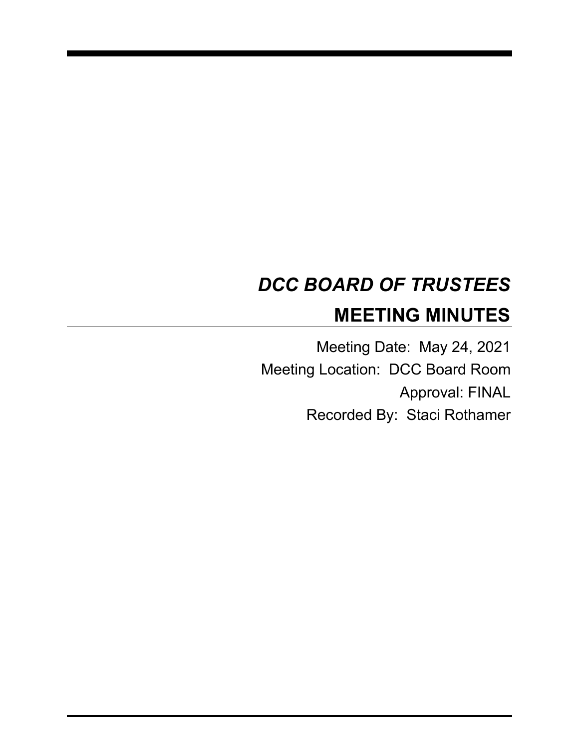# *DCC BOARD OF TRUSTEES*

## MEETING MINUTES

Meeting Date: May 24, 2021

Meeting Location: DCC Board Room

Approval: FINAL

Recorded By: Staci Rothamer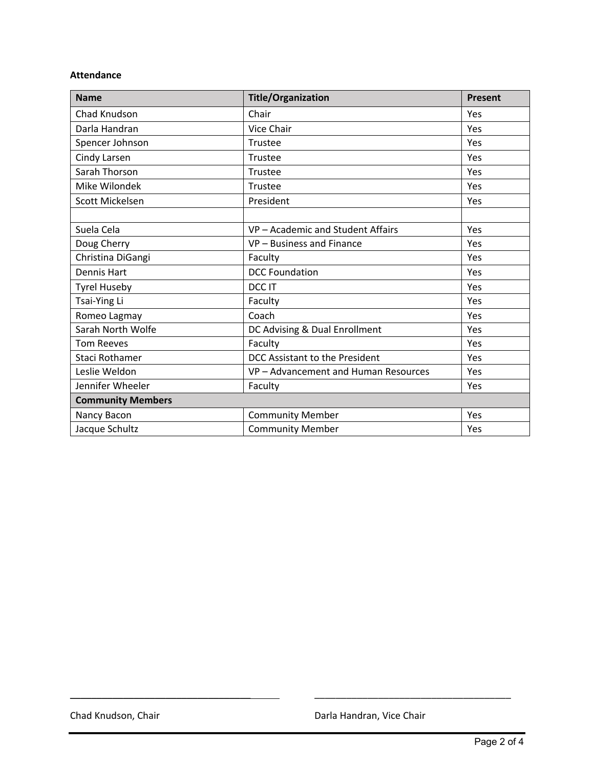**Attendance**

| Name | Title/Organization | Present |
|---|---|---|
| Chad Knudson | Chair | Yes |
| Darla Handran | Vice Chair | Yes |
| Spencer Johnson | Trustee | Yes |
| Cindy Larsen | Trustee | Yes |
| Sarah Thorson | Trustee | Yes |
| Mike Wilondek | Trustee | Yes |
| Scott Mickelsen | President | Yes |
| | | |
| Suela Cela | VP – Academic and Student Affairs | Yes |
| Doug Cherry | VP – Business and Finance | Yes |
| Christina DiGangi | Faculty | Yes |
| Dennis Hart | DCC Foundation | Yes |
| Tyrel Huseby | DCC IT | Yes |
| Tsai-Ying Li | Faculty | Yes |
| Romeo Lagmay | Coach | Yes |
| Sarah North Wolfe | DC Advising & Dual Enrollment | Yes |
| Tom Reeves | Faculty | Yes |
| Staci Rothamer | DCC Assistant to the President | Yes |
| Leslie Weldon | VP – Advancement and Human Resources | Yes |
| Jennifer Wheeler | Faculty | Yes |
| **Community Members** | | |
| Nancy Bacon | Community Member | Yes |
| Jacque Schultz | Community Member | Yes |

\_\_\_\_\_\_\_\_\_\_\_\_\_\_\_\_\_\_\_\_\_\_\_\_\_\_\_\_\_\_\_\_\_\_\_\_\_\_ \_\_\_\_\_\_\_\_\_\_\_\_\_\_\_\_\_\_\_\_\_\_\_\_\_\_\_\_\_\_\_\_\_\_\_\_\_\_

Chad Knudson, Chair Darla Handran, Vice Chair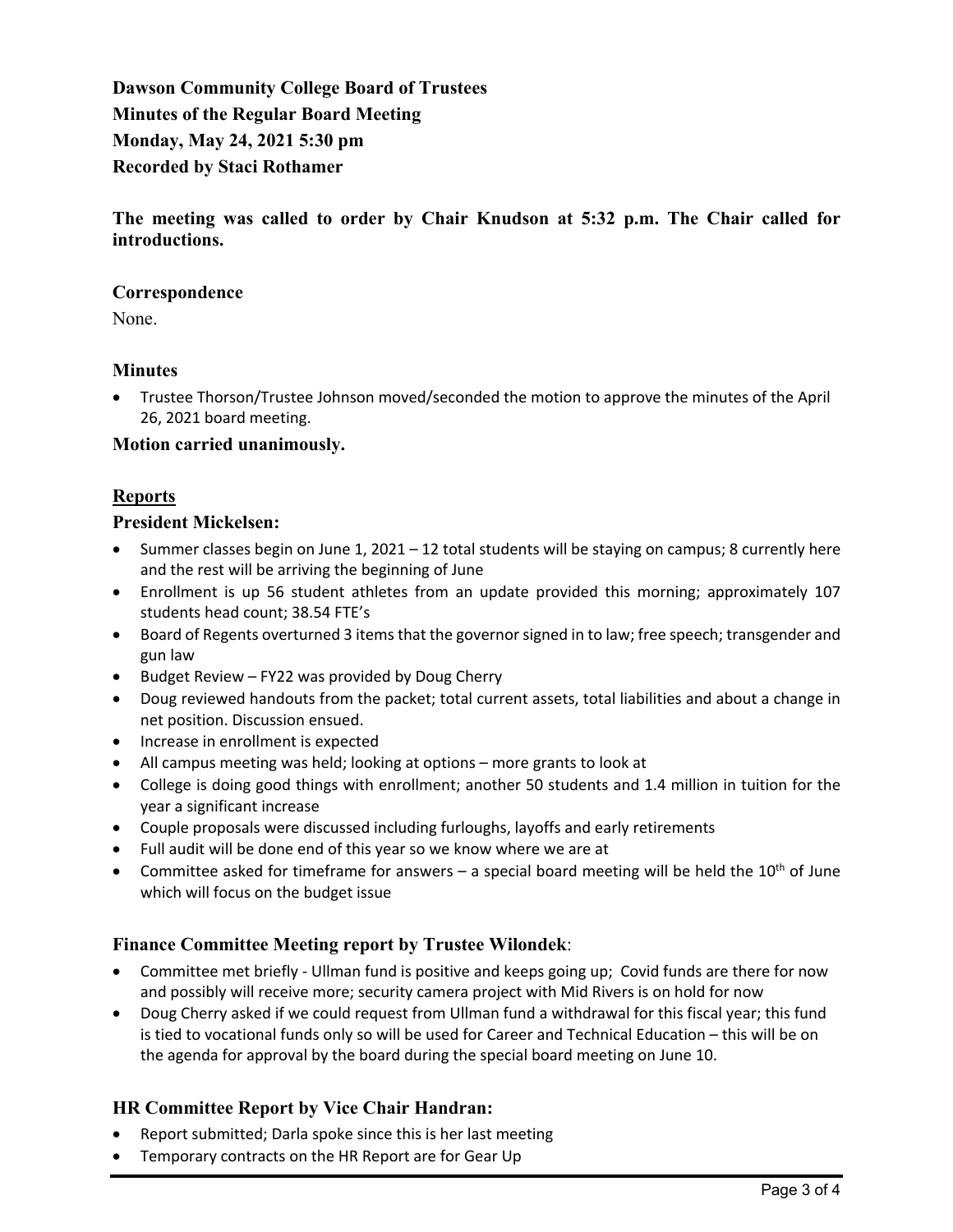**Dawson Community College Board of Trustees**
**Minutes of the Regular Board Meeting**
**Monday, May 24, 2021 5:30 pm**
**Recorded by Staci Rothamer**

**The meeting was called to order by Chair Knudson at 5:32 p.m. The Chair called for introductions.**

### Correspondence

None.

### Minutes

- Trustee Thorson/Trustee Johnson moved/seconded the motion to approve the minutes of the April 26, 2021 board meeting.

**Motion carried unanimously.**

## Reports

### President Mickelsen:

- Summer classes begin on June 1, 2021 – 12 total students will be staying on campus; 8 currently here and the rest will be arriving the beginning of June
- Enrollment is up 56 student athletes from an update provided this morning; approximately 107 students head count; 38.54 FTE's
- Board of Regents overturned 3 items that the governor signed in to law; free speech; transgender and gun law
- Budget Review – FY22 was provided by Doug Cherry
- Doug reviewed handouts from the packet; total current assets, total liabilities and about a change in net position. Discussion ensued.
- Increase in enrollment is expected
- All campus meeting was held; looking at options – more grants to look at
- College is doing good things with enrollment; another 50 students and 1.4 million in tuition for the year a significant increase
- Couple proposals were discussed including furloughs, layoffs and early retirements
- Full audit will be done end of this year so we know where we are at
- Committee asked for timeframe for answers – a special board meeting will be held the 10th of June which will focus on the budget issue

### Finance Committee Meeting report by Trustee Wilondek:

- Committee met briefly - Ullman fund is positive and keeps going up; Covid funds are there for now and possibly will receive more; security camera project with Mid Rivers is on hold for now
- Doug Cherry asked if we could request from Ullman fund a withdrawal for this fiscal year; this fund is tied to vocational funds only so will be used for Career and Technical Education – this will be on the agenda for approval by the board during the special board meeting on June 10.

### HR Committee Report by Vice Chair Handran:

- Report submitted; Darla spoke since this is her last meeting
- Temporary contracts on the HR Report are for Gear Up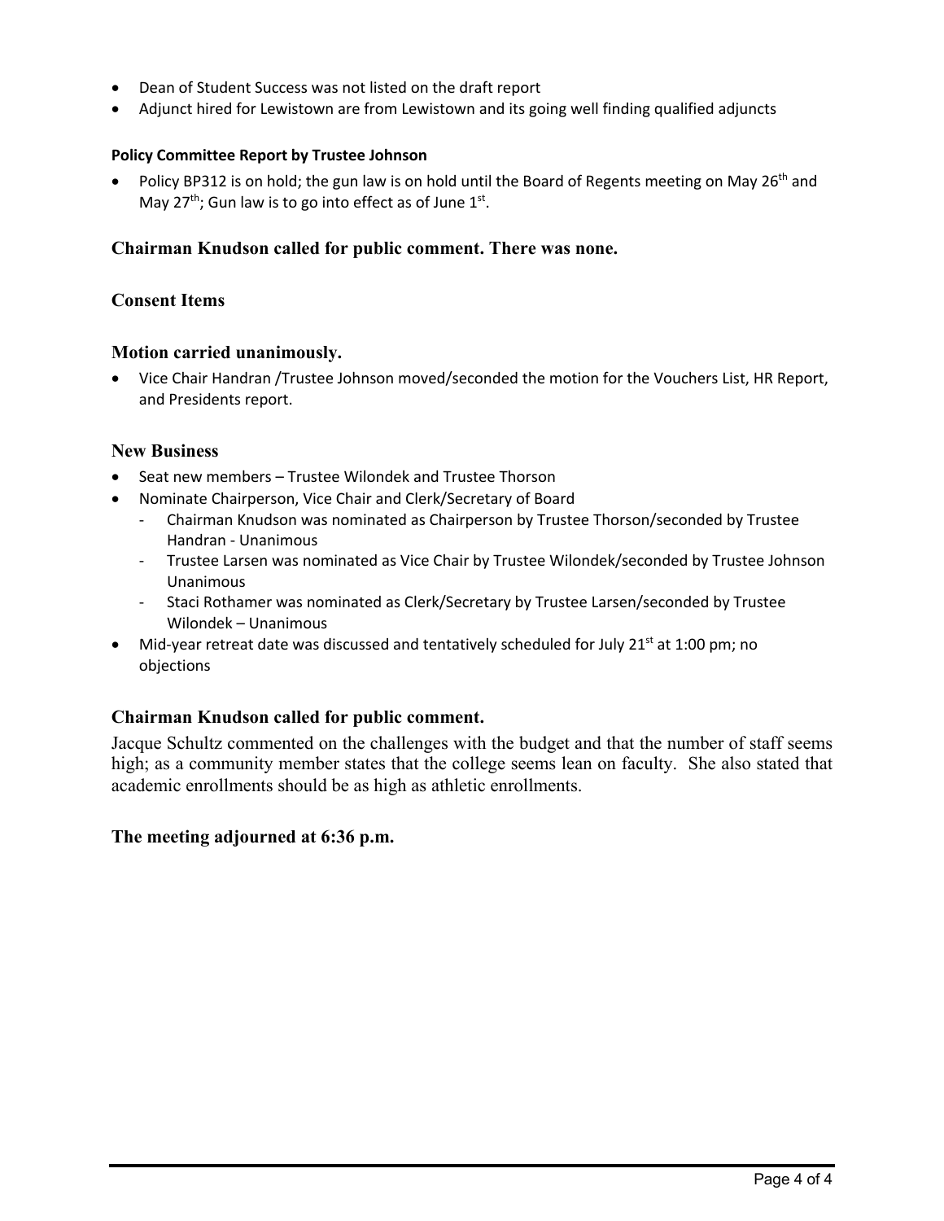- Dean of Student Success was not listed on the draft report
- Adjunct hired for Lewistown are from Lewistown and its going well finding qualified adjuncts

**Policy Committee Report by Trustee Johnson**

- Policy BP312 is on hold; the gun law is on hold until the Board of Regents meeting on May 26th and May 27th; Gun law is to go into effect as of June 1st.

### Chairman Knudson called for public comment. There was none.

### Consent Items

### Motion carried unanimously.

- Vice Chair Handran /Trustee Johnson moved/seconded the motion for the Vouchers List, HR Report, and Presidents report.

### New Business

- Seat new members – Trustee Wilondek and Trustee Thorson
- Nominate Chairperson, Vice Chair and Clerk/Secretary of Board
  - Chairman Knudson was nominated as Chairperson by Trustee Thorson/seconded by Trustee Handran - Unanimous
  - Trustee Larsen was nominated as Vice Chair by Trustee Wilondek/seconded by Trustee Johnson Unanimous
  - Staci Rothamer was nominated as Clerk/Secretary by Trustee Larsen/seconded by Trustee Wilondek – Unanimous
- Mid-year retreat date was discussed and tentatively scheduled for July 21st at 1:00 pm; no objections

### Chairman Knudson called for public comment.

Jacque Schultz commented on the challenges with the budget and that the number of staff seems high; as a community member states that the college seems lean on faculty. She also stated that academic enrollments should be as high as athletic enrollments.

### The meeting adjourned at 6:36 p.m.